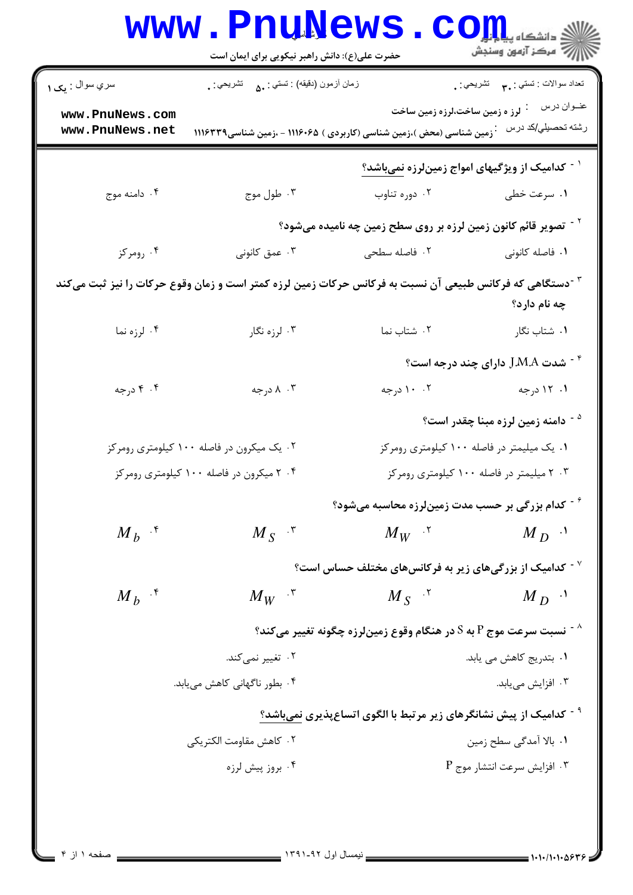حضرت علی(ع): دانش راهبر نیکویی برای ایمان است

| سري سوال : یک ۱ | زمان آزمون (دقیقه) : تستی : ۵۰ تشریحی : ۰ | تعداد سوالات : تستی : ۳۰ تشریحی : ۰ |
|---|---|---|

عنوان درس : لرز ه زمین ساخت،لرزه زمین ساخت

رشته تحصیلی/کد درس : زمین شناسی (محض )،زمین شناسی (کاربردی ) ۱۱۱۶۰۶۵ - ،زمین شناسی۱۱۱۶۳۳۹

۱- کدامیک از ویژگیهای امواج زمین‌لرزه **نمی‌باشد؟**

۱. سرعت خطی
۲. دوره تناوب
۳. طول موج
۴. دامنه موج

۲- تصویر قائم کانون زمین لرزه بر روی سطح زمین چه نامیده می‌شود؟

۱. فاصله کانونی
۲. فاصله سطحی
۳. عمق کانونی
۴. رومرکز

۳-دستگاهی که فرکانس طبیعی آن نسبت به فرکانس حرکات زمین لرزه کمتر است و زمان وقوع حرکات را نیز ثبت می‌کند چه نام دارد؟

۱. شتاب نگار
۲. شتاب نما
۳. لرزه نگار
۴. لرزه نما

۴- شدت J.M.A دارای چند درجه است؟

۱. ۱۲ درجه
۲. ۱۰ درجه
۳. ۸ درجه
۴. ۴ درجه

۵- دامنه زمین لرزه مبنا چقدر است؟

۱. یک میلیمتر در فاصله ۱۰۰ کیلومتری رومرکز
۲. یک میکرون در فاصله ۱۰۰ کیلومتری رومرکز
۳. ۲ میلیمتر در فاصله ۱۰۰ کیلومتری رومرکز
۴. ۲ میکرون در فاصله ۱۰۰ کیلومتری رومرکز

۶- کدام بزرگی بر حسب مدت زمین‌لرزه محاسبه می‌شود؟

۱. $M_D$
۲. $M_W$
۳. $M_S$
۴. $M_b$

۷- کدامیک از بزرگی‌های زیر به فرکانس‌های مختلف حساس است؟

۱. $M_D$
۲. $M_S$
۳. $M_W$
۴. $M_b$

۸- نسبت سرعت موج P به S در هنگام وقوع زمین‌لرزه چگونه تغییر می‌کند؟

۱. بتدریج کاهش می یابد.
۲. تغییر نمی‌کند.
۳. افزایش می‌یابد.
۴. بطور ناگهانی کاهش می‌یابد.

۹- کدامیک از پیش نشانگرهای زیر مرتبط با الگوی اتساع‌پذیری **نمی‌باشد؟**

۱. بالا آمدگی سطح زمین
۲. کاهش مقاومت الکتریکی
۳. افزایش سرعت انتشار موج P
۴. بروز پیش لرزه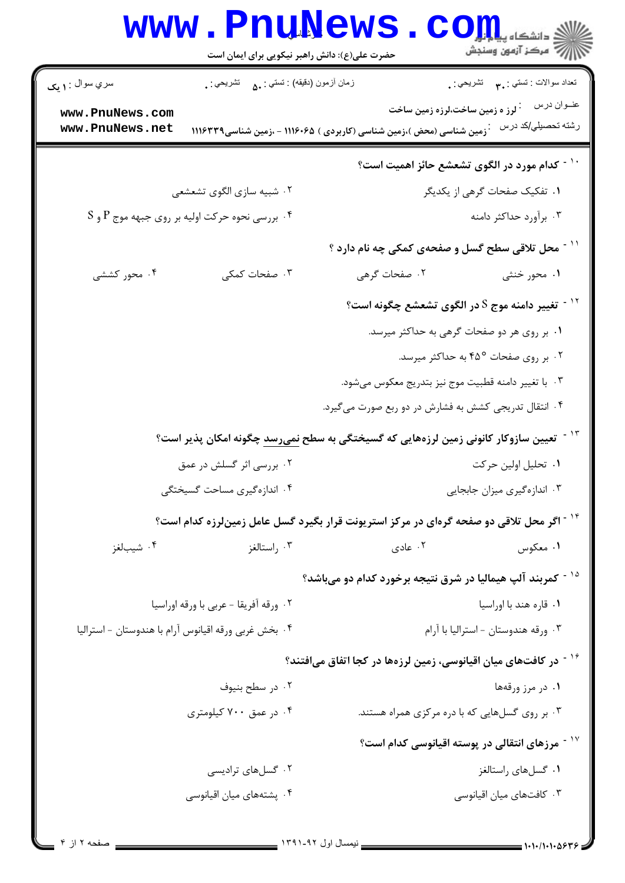۱۰ - کدام مورد در الگوی تشعشع حائز اهمیت است؟

۱. تفکیک صفحات گرهی از یکدیگر

۲. شبیه سازی الگوی تشعشعی

۳. برآورد حداکثر دامنه

۴. بررسی نحوه حرکت اولیه بر روی جبهه موج P و S

۱۱ - محل تلاقی سطح گسل و صفحه‌ی کمکی چه نام دارد ؟

۱. محور خنثی

۲. صفحات گرهی

۳. صفحات کمکی

۴. محور کششی

۱۲ - تغییر دامنه موج S در الگوی تشعشع چگونه است؟

۱. بر روی هر دو صفحات گرهی به حداکثر میرسد.

۲. بر روی صفحات ۴۵° به حداکثر میرسد.

۳. با تغییر دامنه قطبیت موج نیز بتدریج معکوس می‌شود.

۴. انتقال تدریجی کشش به فشارش در دو ربع صورت می‌گیرد.

۱۳ - تعیین سازوکار کانونی زمین لرزه‌هایی که گسیختگی به سطح نمی‌رسد چگونه امکان پذیر است؟

۱. تحلیل اولین حرکت

۲. بررسی اثر گسلش در عمق

۳. اندازه‌گیری میزان جابجایی

۴. اندازه‌گیری مساحت گسیختگی

۱۴ - اگر محل تلاقی دو صفحه گره‌ای در مرکز استریونت قرار بگیرد گسل عامل زمین‌لرزه کدام است؟

۱. معکوس

۲. عادی

۳. راستالغز

۴. شیب‌لغز

۱۵ - کمربند آلپ هیمالیا در شرق نتیجه برخورد کدام دو می‌باشد؟

۱. قاره هند با اوراسیا

۲. ورقه آفریقا - عربی با ورقه اوراسیا

۳. ورقه هندوستان - استرالیا با آرام

۴. بخش غربی ورقه اقیانوس آرام با هندوستان - استرالیا

۱۶ - در کافت‌های میان اقیانوسی، زمین لرزه‌ها در کجا اتفاق می‌افتند؟

۱. در مرز ورقه‌ها

۲. در سطح بنیوف

۳. بر روی گسل‌هایی که با دره مرکزی همراه هستند.

۴. در عمق ۷۰۰ کیلومتری

۱۷ - مرزهای انتقالی در پوسته اقیانوسی کدام است؟

۱. گسل‌های راستالغز

۲. گسل‌های ترادیسی

۳. کافت‌های میان اقیانوسی

۴. پشته‌های میان اقیانوسی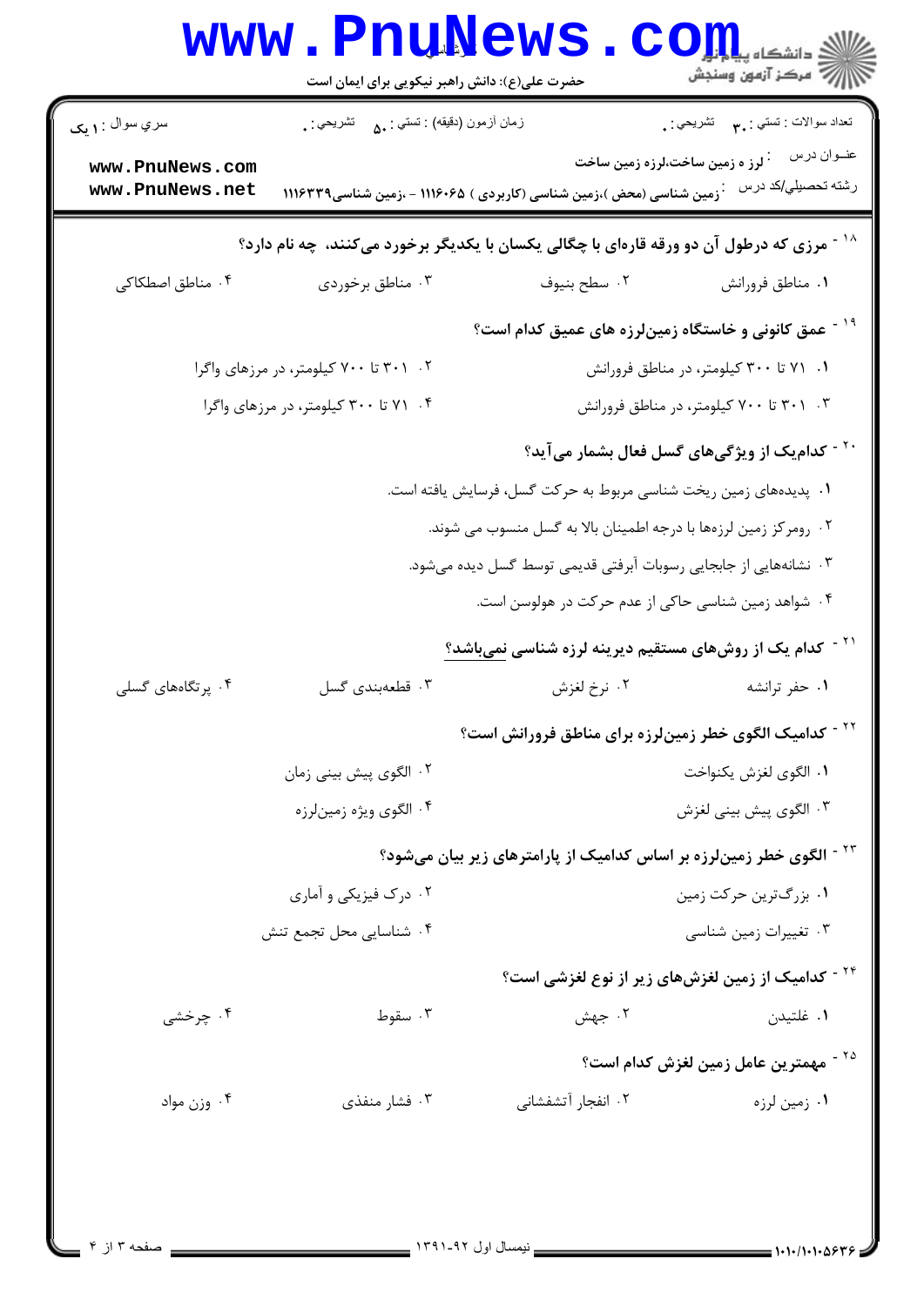۱۸ - مرزی که درطول آن دو ورقه قاره‌ای با چگالی یکسان با یکدیگر برخورد می‌کنند، چه نام دارد؟

۱. مناطق فروانش
۲. سطح بنیوف
۳. مناطق برخوردی
۴. مناطق اصطکاکی

۱۹ - عمق کانونی و خاستگاه زمین‌لرزه های عمیق کدام است؟

۱. ۷۱ تا ۳۰۰ کیلومتر، در مناطق فروانش
۲. ۳۰۱ تا ۷۰۰ کیلومتر، در مرزهای واگرا
۳. ۳۰۱ تا ۷۰۰ کیلومتر، در مناطق فروانش
۴. ۷۱ تا ۳۰۰ کیلومتر، در مرزهای واگرا

۲۰ - کدام‌یک از ویژگی‌های گسل فعال بشمار می‌آید؟

۱. پدیده‌های زمین ریخت شناسی مربوط به حرکت گسل، فرسایش یافته است.
۲. رومرکز زمین لرزه‌ها با درجه اطمینان بالا به گسل منسوب می شوند.
۳. نشانه‌هایی از جابجایی رسوبات آبرفتی قدیمی توسط گسل دیده می‌شود.
۴. شواهد زمین شناسی حاکی از عدم حرکت در هولوسن است.

۲۱ - کدام یک از روش‌های مستقیم دیرینه لرزه شناسی نمی‌باشد؟

۱. حفر ترانشه
۲. نرخ لغزش
۳. قطعه‌بندی گسل
۴. پرتگاه‌های گسلی

۲۲ - کدامیک الگوی خطر زمین‌لرزه برای مناطق فروانش است؟

۱. الگوی لغزش یکنواخت
۲. الگوی پیش بینی زمان
۳. الگوی پیش بینی لغزش
۴. الگوی ویژه زمین‌لرزه

۲۳ - الگوی خطر زمین‌لرزه بر اساس کدامیک از پارامترهای زیر بیان می‌شود؟

۱. بزرگ‌ترین حرکت زمین
۲. درک فیزیکی و آماری
۳. تغییرات زمین شناسی
۴. شناسایی محل تجمع تنش

۲۴ - کدامیک از زمین لغزش‌های زیر از نوع لغزشی است؟

۱. غلتیدن
۲. جهش
۳. سقوط
۴. چرخشی

۲۵ - مهمترین عامل زمین لغزش کدام است؟

۱. زمین لرزه
۲. انفجار آتشفشانی
۳. فشار منفذی
۴. وزن مواد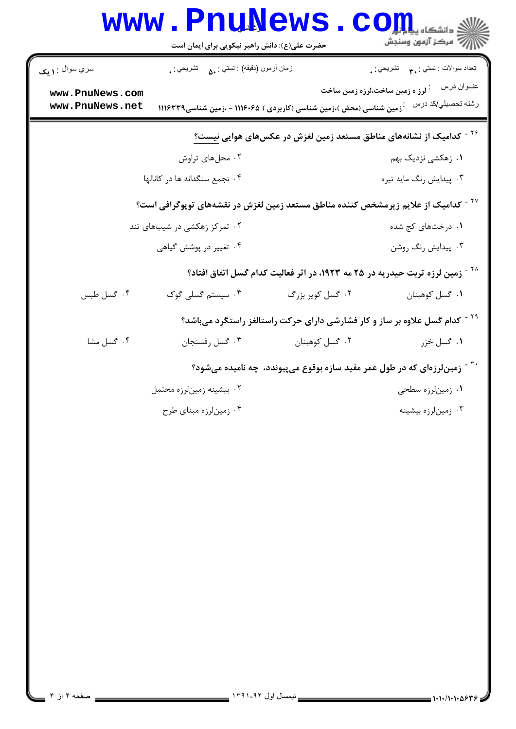۲۶ - کدامیک از نشانه‌های مناطق مستعد زمین لغزش در عکس‌های هوایی نیست؟

۱. زهکشی نزدیک بهم

۲. محل‌های تراوش

۳. پیدایش رنگ مایه تیره

۴. تجمع سنگدانه ها در کانالها

۲۷ - کدامیک از علایم زیرمشخص کننده مناطق مستعد زمین لغزش در نقشه‌های توپوگرافی است؟

۱. درخت‌های کج شده

۲. تمرکز زهکشی در شیب‌های تند

۳. پیدایش رنگ روشن

۴. تغییر در پوشش گیاهی

۲۸ - زمین لرزه تربت حیدریه در ۲۵ مه ۱۹۲۳، در اثر فعالیت کدام گسل اتفاق افتاد؟

۱. گسل کوهبنان

۲. گسل کویر بزرگ

۳. سیستم گسلی گوک

۴. گسل طبس

۲۹ - کدام گسل علاوه بر ساز و کار فشارشی دارای حرکت راستالغز راستگرد می‌باشد؟

۱. گسل خزر

۲. گسل کوهبنان

۳. گسل رفسنجان

۴. گسل مشا

۳۰ - زمین‌لرزه‌ای که در طول عمر مفید سازه بوقوع می‌پیوندد، چه نامیده می‌شود؟

۱. زمین‌لرزه سطحی

۲. بیشینه زمین‌لرزه محتمل

۳. زمین‌لرزه بیشینه

۴. زمین‌لرزه مبنای طرح